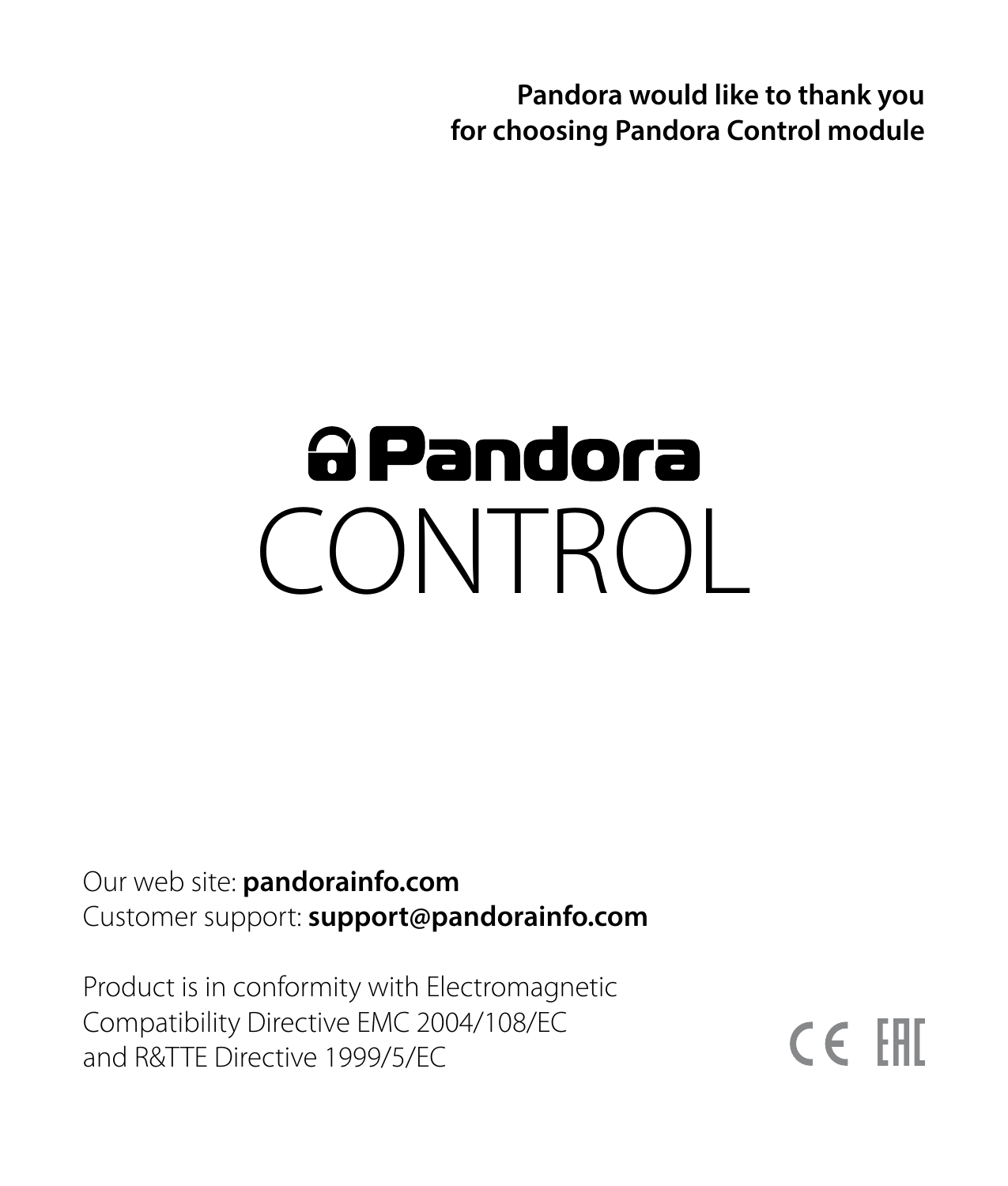**Pandora would like to thank you for choosing Pandora Control module**

# Pandora CONTROL

Our web site: **pandorainfo.com**
Customer support: **support@pandorainfo.com**

Product is in conformity with Electromagnetic Compatibility Directive EMC 2004/108/EC and R&TTE Directive 1999/5/EC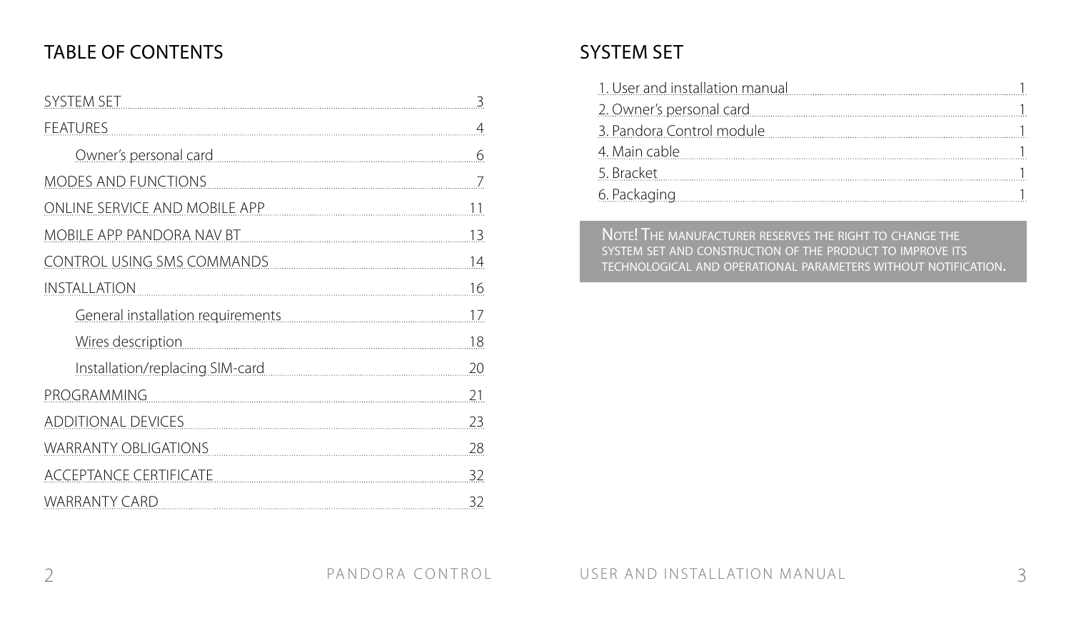# TABLE OF CONTENTS

| | |
|---|---|
| SYSTEM SET | 3 |
| FEATURES | 4 |
| &nbsp;&nbsp;&nbsp;&nbsp;Owner's personal card | 6 |
| MODES AND FUNCTIONS | 7 |
| ONLINE SERVICE AND MOBILE APP | 11 |
| MOBILE APP PANDORA NAV BT | 13 |
| CONTROL USING SMS COMMANDS | 14 |
| INSTALLATION | 16 |
| &nbsp;&nbsp;&nbsp;&nbsp;General installation requirements | 17 |
| &nbsp;&nbsp;&nbsp;&nbsp;Wires description | 18 |
| &nbsp;&nbsp;&nbsp;&nbsp;Installation/replacing SIM-card | 20 |
| PROGRAMMING | 21 |
| ADDITIONAL DEVICES | 23 |
| WARRANTY OBLIGATIONS | 28 |
| ACCEPTANCE CERTIFICATE | 32 |
| WARRANTY CARD | 32 |

# SYSTEM SET

| | |
|---|---|
| 1. User and installation manual | 1 |
| 2. Owner's personal card | 1 |
| 3. Pandora Control module | 1 |
| 4. Main cable | 1 |
| 5. Bracket | 1 |
| 6. Packaging | 1 |

> **NOTE!** THE MANUFACTURER RESERVES THE RIGHT TO CHANGE THE SYSTEM SET AND CONSTRUCTION OF THE PRODUCT TO IMPROVE ITS TECHNOLOGICAL AND OPERATIONAL PARAMETERS WITHOUT NOTIFICATION.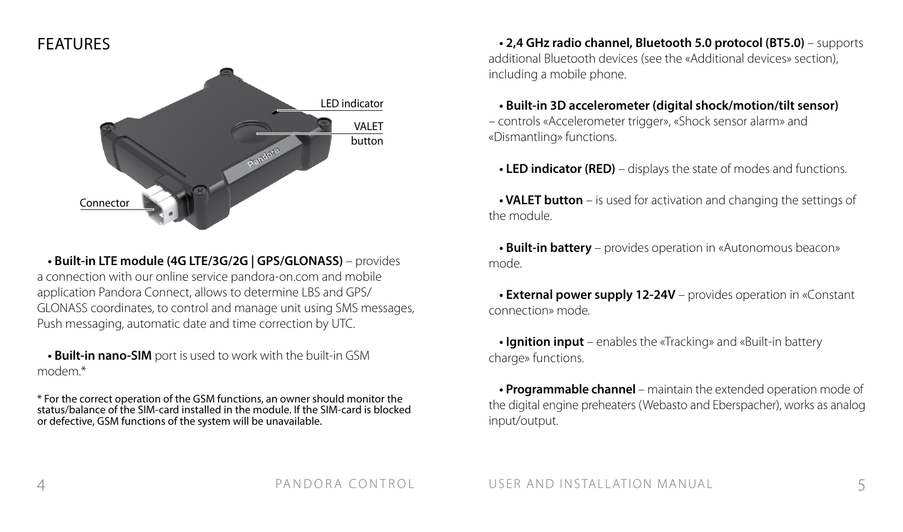# FEATURES

LED indicator

VALET button

Connector

- **Built-in LTE module (4G LTE/3G/2G | GPS/GLONASS)** – provides a connection with our online service pandora-on.com and mobile application Pandora Connect, allows to determine LBS and GPS/GLONASS coordinates, to control and manage unit using SMS messages, Push messaging, automatic date and time correction by UTC.

- **Built-in nano-SIM** port is used to work with the built-in GSM modem.*

* For the correct operation of the GSM functions, an owner should monitor the status/balance of the SIM-card installed in the module. If the SIM-card is blocked or defective, GSM functions of the system will be unavailable.

- **2,4 GHz radio channel, Bluetooth 5.0 protocol (BT5.0)** – supports additional Bluetooth devices (see the «Additional devices» section), including a mobile phone.

- **Built-in 3D accelerometer (digital shock/motion/tilt sensor)** – controls «Accelerometer trigger», «Shock sensor alarm» and «Dismantling» functions.

- **LED indicator (RED)** – displays the state of modes and functions.

- **VALET button** – is used for activation and changing the settings of the module.

- **Built-in battery** – provides operation in «Autonomous beacon» mode.

- **External power supply 12-24V** – provides operation in «Constant connection» mode.

- **Ignition input** – enables the «Tracking» and «Built-in battery charge» functions.

- **Programmable channel** – maintain the extended operation mode of the digital engine preheaters (Webasto and Eberspacher), works as analog input/output.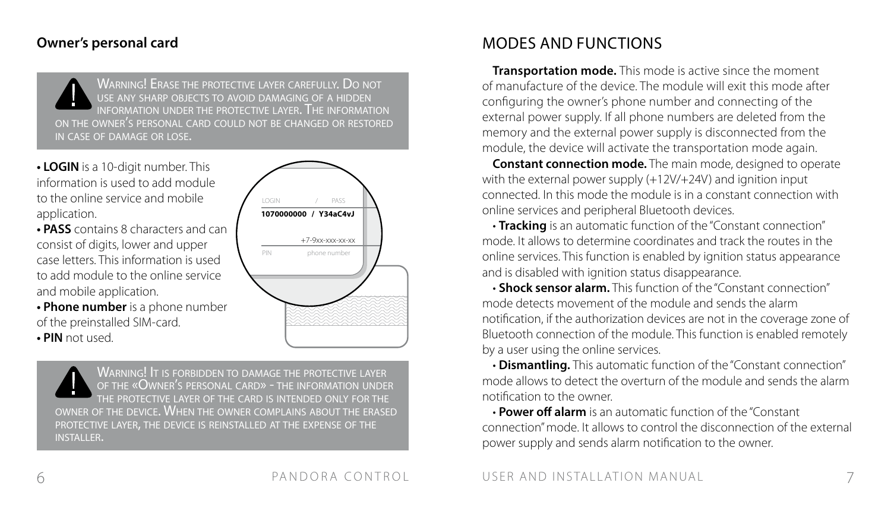## Owner's personal card

> **!** WARNING! ERASE THE PROTECTIVE LAYER CAREFULLY. DO NOT USE ANY SHARP OBJECTS TO AVOID DAMAGING OF A HIDDEN INFORMATION UNDER THE PROTECTIVE LAYER. THE INFORMATION ON THE OWNER'S PERSONAL CARD COULD NOT BE CHANGED OR RESTORED IN CASE OF DAMAGE OR LOSE.

- **LOGIN** is a 10-digit number. This information is used to add module to the online service and mobile application.
- **PASS** contains 8 characters and can consist of digits, lower and upper case letters. This information is used to add module to the online service and mobile application.
- **Phone number** is a phone number of the preinstalled SIM-card.
- **PIN** not used.

LOGIN / PASS
**1070000000 / Y34aC4vJ**

+7-9xx-xxx-xx-xx
PIN phone number

> **!** WARNING! IT IS FORBIDDEN TO DAMAGE THE PROTECTIVE LAYER OF THE «OWNER'S PERSONAL CARD» - THE INFORMATION UNDER THE PROTECTIVE LAYER OF THE CARD IS INTENDED ONLY FOR THE OWNER OF THE DEVICE. WHEN THE OWNER COMPLAINS ABOUT THE ERASED PROTECTIVE LAYER, THE DEVICE IS REINSTALLED AT THE EXPENSE OF THE INSTALLER.

# MODES AND FUNCTIONS

**Transportation mode.** This mode is active since the moment of manufacture of the device. The module will exit this mode after configuring the owner's phone number and connecting of the external power supply. If all phone numbers are deleted from the memory and the external power supply is disconnected from the module, the device will activate the transportation mode again.

**Constant connection mode.** The main mode, designed to operate with the external power supply (+12V/+24V) and ignition input connected. In this mode the module is in a constant connection with online services and peripheral Bluetooth devices.

- **Tracking** is an automatic function of the "Constant connection" mode. It allows to determine coordinates and track the routes in the online services. This function is enabled by ignition status appearance and is disabled with ignition status disappearance.
- **Shock sensor alarm.** This function of the "Constant connection" mode detects movement of the module and sends the alarm notification, if the authorization devices are not in the coverage zone of Bluetooth connection of the module. This function is enabled remotely by a user using the online services.
- **Dismantling.** This automatic function of the "Constant connection" mode allows to detect the overturn of the module and sends the alarm notification to the owner.
- **Power off alarm** is an automatic function of the "Constant connection" mode. It allows to control the disconnection of the external power supply and sends alarm notification to the owner.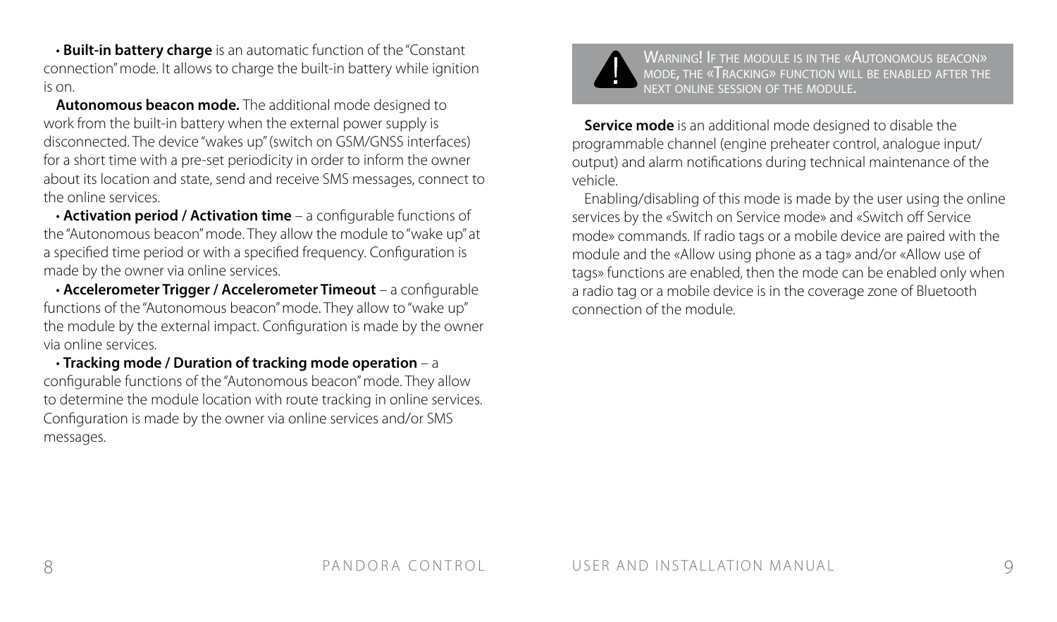• **Built-in battery charge** is an automatic function of the "Constant connection" mode. It allows to charge the built-in battery while ignition is on.

**Autonomous beacon mode.** The additional mode designed to work from the built-in battery when the external power supply is disconnected. The device "wakes up" (switch on GSM/GNSS interfaces) for a short time with a pre-set periodicity in order to inform the owner about its location and state, send and receive SMS messages, connect to the online services.

• **Activation period / Activation time** – a configurable functions of the "Autonomous beacon" mode. They allow the module to "wake up" at a specified time period or with a specified frequency. Configuration is made by the owner via online services.

• **Accelerometer Trigger / Accelerometer Timeout** – a configurable functions of the "Autonomous beacon" mode. They allow to "wake up" the module by the external impact. Configuration is made by the owner via online services.

• **Tracking mode / Duration of tracking mode operation** – a configurable functions of the "Autonomous beacon" mode. They allow to determine the module location with route tracking in online services. Configuration is made by the owner via online services and/or SMS messages.

> **!** WARNING! IF THE MODULE IS IN THE «AUTONOMOUS BEACON» MODE, THE «TRACKING» FUNCTION WILL BE ENABLED AFTER THE NEXT ONLINE SESSION OF THE MODULE.

**Service mode** is an additional mode designed to disable the programmable channel (engine preheater control, analogue input/output) and alarm notifications during technical maintenance of the vehicle.

Enabling/disabling of this mode is made by the user using the online services by the «Switch on Service mode» and «Switch off Service mode» commands. If radio tags or a mobile device are paired with the module and the «Allow using phone as a tag» and/or «Allow use of tags» functions are enabled, then the mode can be enabled only when a radio tag or a mobile device is in the coverage zone of Bluetooth connection of the module.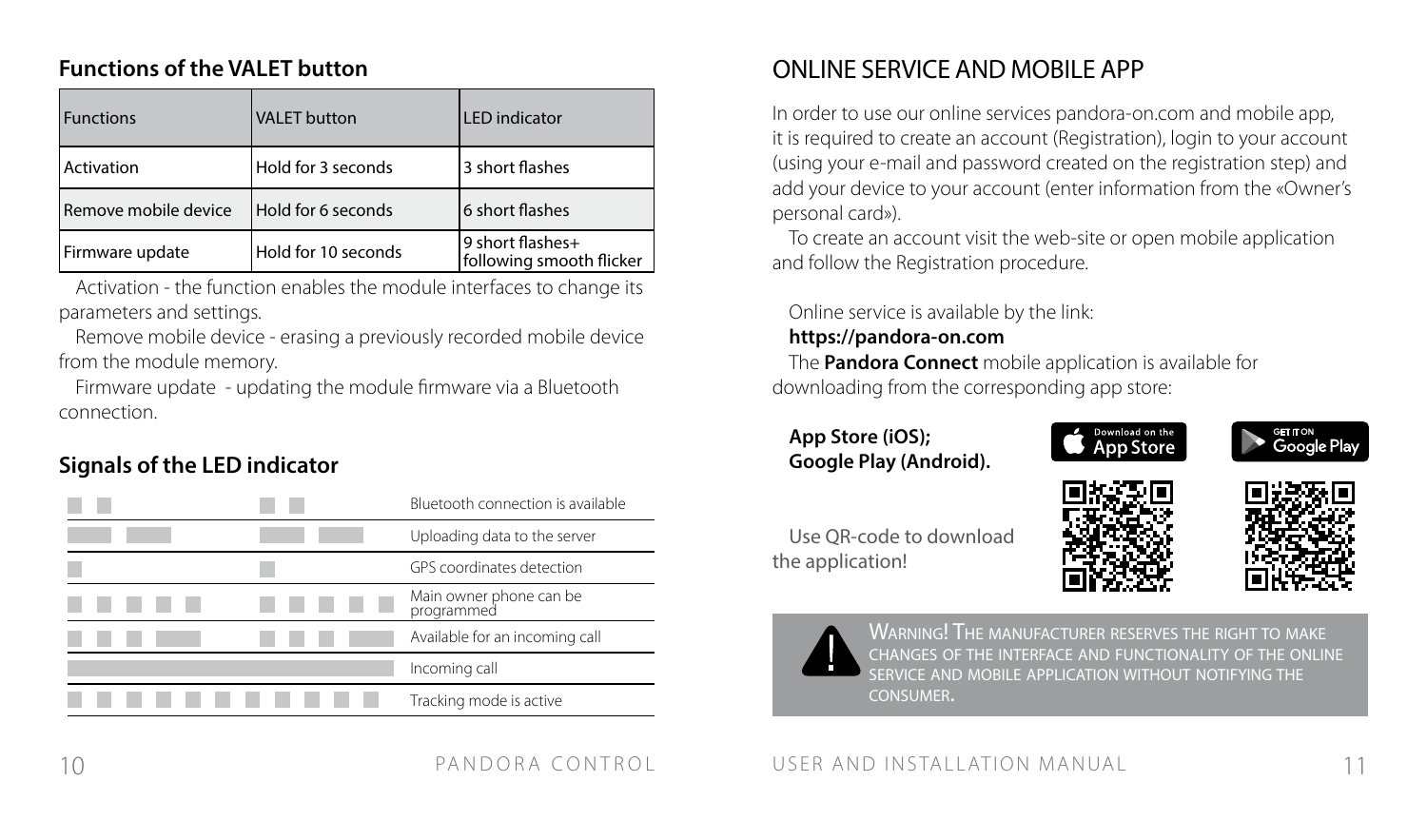## Functions of the VALET button

| Functions | VALET button | LED indicator |
|---|---|---|
| Activation | Hold for 3 seconds | 3 short flashes |
| Remove mobile device | Hold for 6 seconds | 6 short flashes |
| Firmware update | Hold for 10 seconds | 9 short flashes+ following smooth flicker |

Activation - the function enables the module interfaces to change its parameters and settings.

Remove mobile device - erasing a previously recorded mobile device from the module memory.

Firmware update - updating the module firmware via a Bluetooth connection.

## Signals of the LED indicator

| Signal | Meaning |
|---|---|
| ▪ ▪ ▪ ▪ | Bluetooth connection is available |
| ▬ ▬ ▬ ▬ | Uploading data to the server |
| ▪ ▪ | GPS coordinates detection |
| ▪ ▪ ▪ ▪ ▪ ▪ ▪ ▪ ▪ ▪ | Main owner phone can be programmed |
| ▪ ▪ ▪ ▬ ▪ ▪ ▪ ▬ | Available for an incoming call |
| ▬▬▬▬▬▬▬▬ | Incoming call |
| ▪ ▪ ▪ ▪ ▪ ▪ ▪ ▪ ▪ ▪ ▪ | Tracking mode is active |

# ONLINE SERVICE AND MOBILE APP

In order to use our online services pandora-on.com and mobile app, it is required to create an account (Registration), login to your account (using your e-mail and password created on the registration step) and add your device to your account (enter information from the «Owner's personal card»).

To create an account visit the web-site or open mobile application and follow the Registration procedure.

Online service is available by the link:
**https://pandora-on.com**

The **Pandora Connect** mobile application is available for downloading from the corresponding app store:

**App Store (iOS);**
**Google Play (Android).**

Download on the App Store

GET IT ON Google Play

Use QR-code to download the application!

WARNING! THE MANUFACTURER RESERVES THE RIGHT TO MAKE CHANGES OF THE INTERFACE AND FUNCTIONALITY OF THE ONLINE SERVICE AND MOBILE APPLICATION WITHOUT NOTIFYING THE CONSUMER.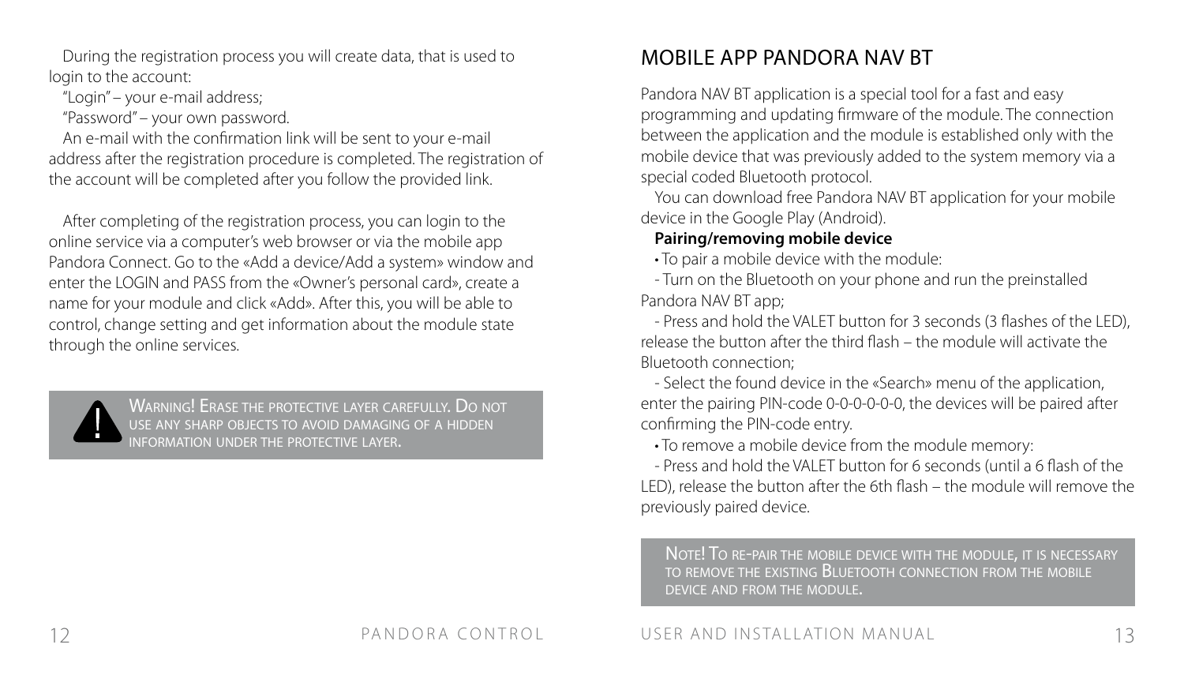During the registration process you will create data, that is used to login to the account:

"Login" – your e-mail address;

"Password" – your own password.

An e-mail with the confirmation link will be sent to your e-mail address after the registration procedure is completed. The registration of the account will be completed after you follow the provided link.

After completing of the registration process, you can login to the online service via a computer's web browser or via the mobile app Pandora Connect. Go to the «Add a device/Add a system» window and enter the LOGIN and PASS from the «Owner's personal card», create a name for your module and click «Add». After this, you will be able to control, change setting and get information about the module state through the online services.

> **!** WARNING! ERASE THE PROTECTIVE LAYER CAREFULLY. DO NOT USE ANY SHARP OBJECTS TO AVOID DAMAGING OF A HIDDEN INFORMATION UNDER THE PROTECTIVE LAYER.

# MOBILE APP PANDORA NAV BT

Pandora NAV BT application is a special tool for a fast and easy programming and updating firmware of the module. The connection between the application and the module is established only with the mobile device that was previously added to the system memory via a special coded Bluetooth protocol.

You can download free Pandora NAV BT application for your mobile device in the Google Play (Android).

**Pairing/removing mobile device**

• To pair a mobile device with the module:

- Turn on the Bluetooth on your phone and run the preinstalled Pandora NAV BT app;
- Press and hold the VALET button for 3 seconds (3 flashes of the LED), release the button after the third flash – the module will activate the Bluetooth connection;
- Select the found device in the «Search» menu of the application, enter the pairing PIN-code 0-0-0-0-0-0, the devices will be paired after confirming the PIN-code entry.

• To remove a mobile device from the module memory:

- Press and hold the VALET button for 6 seconds (until a 6 flash of the LED), release the button after the 6th flash – the module will remove the previously paired device.

> NOTE! TO RE-PAIR THE MOBILE DEVICE WITH THE MODULE, IT IS NECESSARY TO REMOVE THE EXISTING BLUETOOTH CONNECTION FROM THE MOBILE DEVICE AND FROM THE MODULE.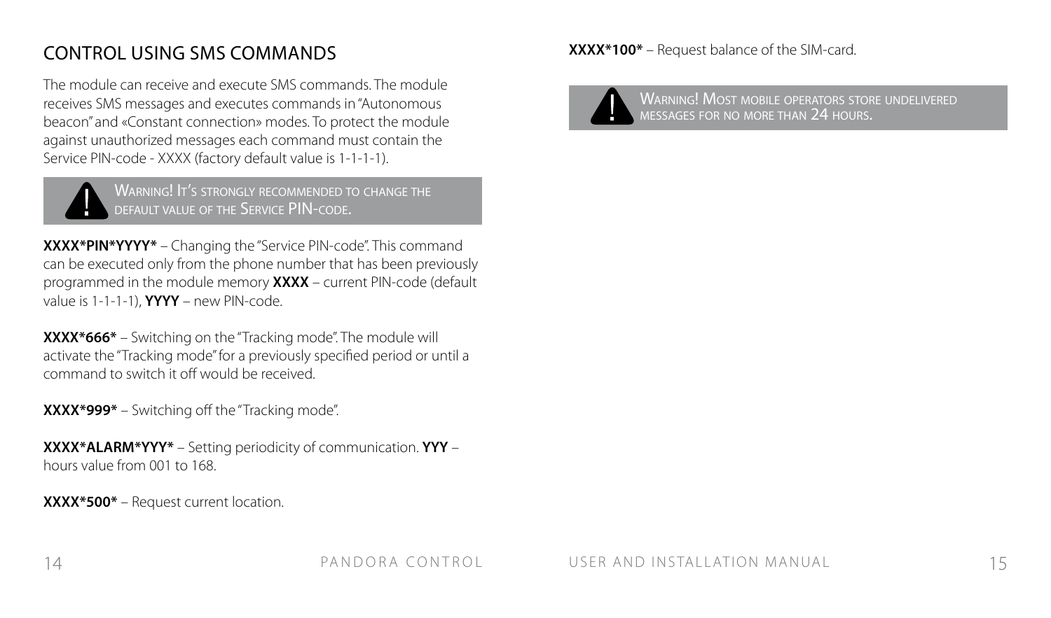## CONTROL USING SMS COMMANDS

The module can receive and execute SMS commands. The module receives SMS messages and executes commands in "Autonomous beacon" and «Constant connection» modes. To protect the module against unauthorized messages each command must contain the Service PIN-code - XXXX (factory default value is 1-1-1-1).

> WARNING! IT'S STRONGLY RECOMMENDED TO CHANGE THE DEFAULT VALUE OF THE SERVICE PIN-CODE.

**XXXX*PIN*YYYY*** – Changing the "Service PIN-code". This command can be executed only from the phone number that has been previously programmed in the module memory **XXXX** – current PIN-code (default value is 1-1-1-1), **YYYY** – new PIN-code.

**XXXX*666*** – Switching on the "Tracking mode". The module will activate the "Tracking mode" for a previously specified period or until a command to switch it off would be received.

**XXXX*999*** – Switching off the "Tracking mode".

**XXXX*ALARM*YYY*** – Setting periodicity of communication. **YYY** – hours value from 001 to 168.

**XXXX*500*** – Request current location.

**XXXX*100*** – Request balance of the SIM-card.

> WARNING! MOST MOBILE OPERATORS STORE UNDELIVERED MESSAGES FOR NO MORE THAN 24 HOURS.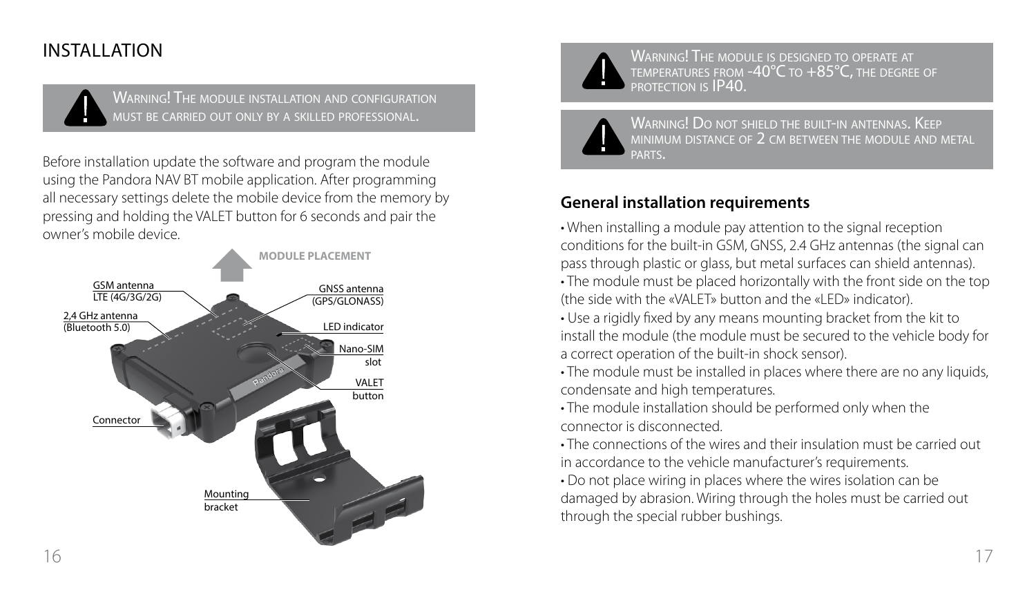# INSTALLATION

> **!** WARNING! THE MODULE INSTALLATION AND CONFIGURATION MUST BE CARRIED OUT ONLY BY A SKILLED PROFESSIONAL.

Before installation update the software and program the module using the Pandora NAV BT mobile application. After programming all necessary settings delete the mobile device from the memory by pressing and holding the VALET button for 6 seconds and pair the owner's mobile device.

MODULE PLACEMENT

GSM antenna LTE (4G/3G/2G)

2,4 GHz antenna (Bluetooth 5.0)

GNSS antenna (GPS/GLONASS)

LED indicator

Nano-SIM slot

VALET button

Connector

Mounting bracket

> **!** WARNING! THE MODULE IS DESIGNED TO OPERATE AT TEMPERATURES FROM -40°C TO +85°C, THE DEGREE OF PROTECTION IS IP40.

> **!** WARNING! DO NOT SHIELD THE BUILT-IN ANTENNAS. KEEP MINIMUM DISTANCE OF 2 CM BETWEEN THE MODULE AND METAL PARTS.

## General installation requirements

- When installing a module pay attention to the signal reception conditions for the built-in GSM, GNSS, 2.4 GHz antennas (the signal can pass through plastic or glass, but metal surfaces can shield antennas).
- The module must be placed horizontally with the front side on the top (the side with the «VALET» button and the «LED» indicator).
- Use a rigidly fixed by any means mounting bracket from the kit to install the module (the module must be secured to the vehicle body for a correct operation of the built-in shock sensor).
- The module must be installed in places where there are no any liquids, condensate and high temperatures.
- The module installation should be performed only when the connector is disconnected.
- The connections of the wires and their insulation must be carried out in accordance to the vehicle manufacturer's requirements.
- Do not place wiring in places where the wires isolation can be damaged by abrasion. Wiring through the holes must be carried out through the special rubber bushings.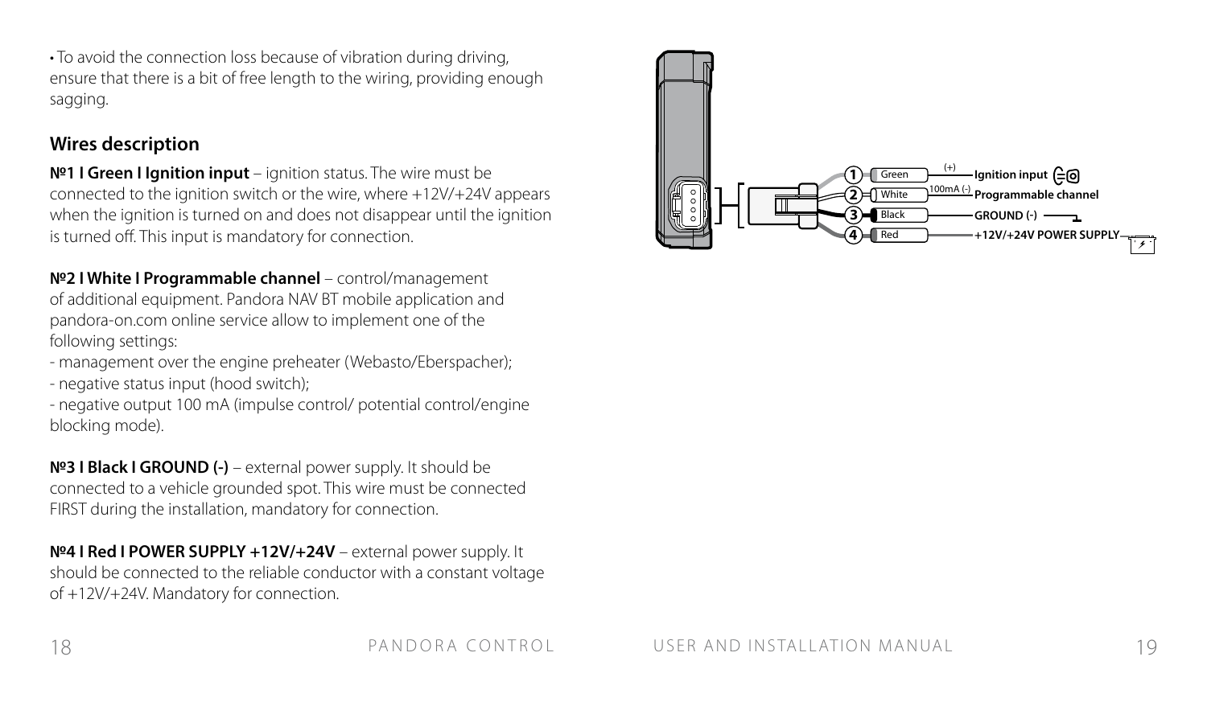• To avoid the connection loss because of vibration during driving, ensure that there is a bit of free length to the wiring, providing enough sagging.

## Wires description

**№1 I Green I Ignition input** – ignition status. The wire must be connected to the ignition switch or the wire, where +12V/+24V appears when the ignition is turned on and does not disappear until the ignition is turned off. This input is mandatory for connection.

**№2 I White I Programmable channel** – control/management of additional equipment. Pandora NAV BT mobile application and pandora-on.com online service allow to implement one of the following settings:

- management over the engine preheater (Webasto/Eberspacher);
- negative status input (hood switch);
- negative output 100 mA (impulse control/ potential control/engine blocking mode).

**№3 I Black I GROUND (-)** – external power supply. It should be connected to a vehicle grounded spot. This wire must be connected FIRST during the installation, mandatory for connection.

**№4 I Red I POWER SUPPLY +12V/+24V** – external power supply. It should be connected to the reliable conductor with a constant voltage of +12V/+24V. Mandatory for connection.

1 Green (+) Ignition input

2 White 100mA (-) Programmable channel

3 Black GROUND (-)

4 Red +12V/+24V POWER SUPPLY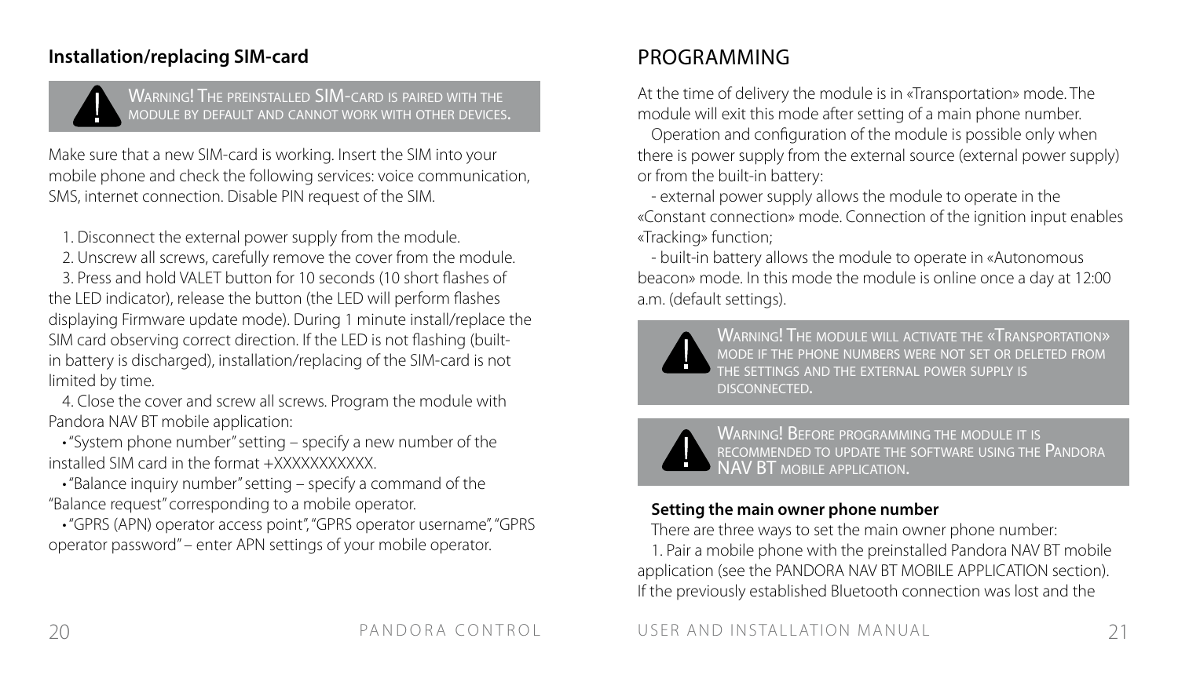### Installation/replacing SIM-card

> **WARNING!** THE PREINSTALLED SIM-CARD IS PAIRED WITH THE MODULE BY DEFAULT AND CANNOT WORK WITH OTHER DEVICES.

Make sure that a new SIM-card is working. Insert the SIM into your mobile phone and check the following services: voice communication, SMS, internet connection. Disable PIN request of the SIM.

1. Disconnect the external power supply from the module.
2. Unscrew all screws, carefully remove the cover from the module.
3. Press and hold VALET button for 10 seconds (10 short flashes of the LED indicator), release the button (the LED will perform flashes displaying Firmware update mode). During 1 minute install/replace the SIM card observing correct direction. If the LED is not flashing (built-in battery is discharged), installation/replacing of the SIM-card is not limited by time.
4. Close the cover and screw all screws. Program the module with Pandora NAV BT mobile application:
   - "System phone number" setting – specify a new number of the installed SIM card in the format +XXXXXXXXXXX.
   - "Balance inquiry number" setting – specify a command of the "Balance request" corresponding to a mobile operator.
   - "GPRS (APN) operator access point", "GPRS operator username", "GPRS operator password" – enter APN settings of your mobile operator.

# PROGRAMMING

At the time of delivery the module is in «Transportation» mode. The module will exit this mode after setting of a main phone number.

Operation and configuration of the module is possible only when there is power supply from the external source (external power supply) or from the built-in battery:

- external power supply allows the module to operate in the «Constant connection» mode. Connection of the ignition input enables «Tracking» function;
- built-in battery allows the module to operate in «Autonomous beacon» mode. In this mode the module is online once a day at 12:00 a.m. (default settings).

> **WARNING!** THE MODULE WILL ACTIVATE THE «TRANSPORTATION» MODE IF THE PHONE NUMBERS WERE NOT SET OR DELETED FROM THE SETTINGS AND THE EXTERNAL POWER SUPPLY IS DISCONNECTED.

> **WARNING!** BEFORE PROGRAMMING THE MODULE IT IS RECOMMENDED TO UPDATE THE SOFTWARE USING THE PANDORA NAV BT MOBILE APPLICATION.

**Setting the main owner phone number**

There are three ways to set the main owner phone number:

1. Pair a mobile phone with the preinstalled Pandora NAV BT mobile application (see the PANDORA NAV BT MOBILE APPLICATION section). If the previously established Bluetooth connection was lost and the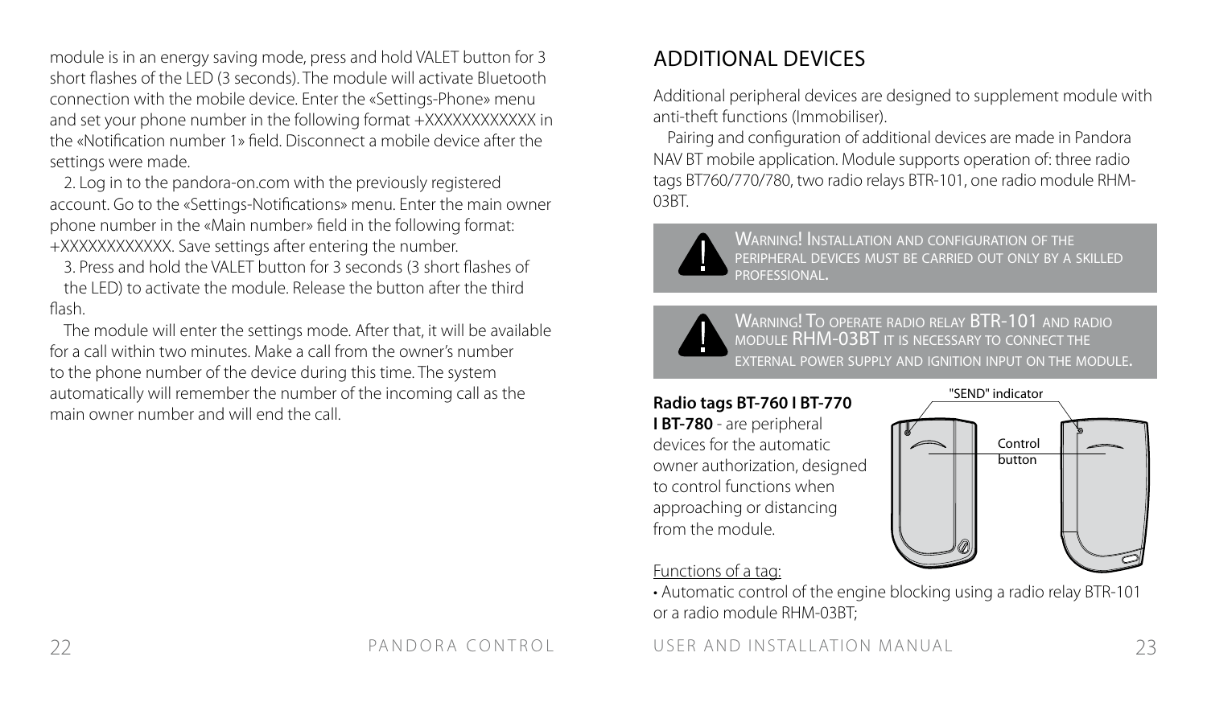module is in an energy saving mode, press and hold VALET button for 3 short flashes of the LED (3 seconds). The module will activate Bluetooth connection with the mobile device. Enter the «Settings-Phone» menu and set your phone number in the following format +XXXXXXXXXXXX in the «Notification number 1» field. Disconnect a mobile device after the settings were made.

2. Log in to the pandora-on.com with the previously registered account. Go to the «Settings-Notifications» menu. Enter the main owner phone number in the «Main number» field in the following format: +XXXXXXXXXXXX. Save settings after entering the number.

3. Press and hold the VALET button for 3 seconds (3 short flashes of the LED) to activate the module. Release the button after the third flash.

The module will enter the settings mode. After that, it will be available for a call within two minutes. Make a call from the owner's number to the phone number of the device during this time. The system automatically will remember the number of the incoming call as the main owner number and will end the call.

# ADDITIONAL DEVICES

Additional peripheral devices are designed to supplement module with anti-theft functions (Immobiliser).

Pairing and configuration of additional devices are made in Pandora NAV BT mobile application. Module supports operation of: three radio tags BT760/770/780, two radio relays BTR-101, one radio module RHM-03BT.

**WARNING! INSTALLATION AND CONFIGURATION OF THE PERIPHERAL DEVICES MUST BE CARRIED OUT ONLY BY A SKILLED PROFESSIONAL.**

**WARNING! TO OPERATE RADIO RELAY BTR-101 AND RADIO MODULE RHM-03BT IT IS NECESSARY TO CONNECT THE EXTERNAL POWER SUPPLY AND IGNITION INPUT ON THE MODULE.**

**Radio tags BT-760 I BT-770 I BT-780** - are peripheral devices for the automatic owner authorization, designed to control functions when approaching or distancing from the module.

"SEND" indicator

Control button

Functions of a tag:

• Automatic control of the engine blocking using a radio relay BTR-101 or a radio module RHM-03BT;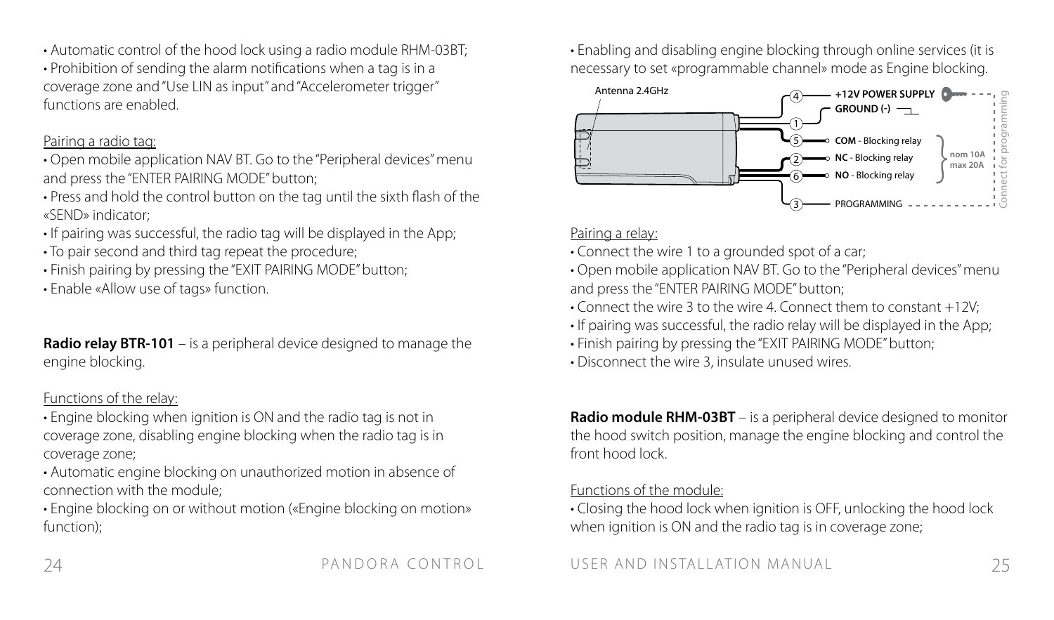• Automatic control of the hood lock using a radio module RHM-03BT;
• Prohibition of sending the alarm notifications when a tag is in a coverage zone and "Use LIN as input" and "Accelerometer trigger" functions are enabled.

Pairing a radio tag:

• Open mobile application NAV BT. Go to the "Peripheral devices" menu and press the "ENTER PAIRING MODE" button;
• Press and hold the control button on the tag until the sixth flash of the «SEND» indicator;
• If pairing was successful, the radio tag will be displayed in the App;
• To pair second and third tag repeat the procedure;
• Finish pairing by pressing the "EXIT PAIRING MODE" button;
• Enable «Allow use of tags» function.

**Radio relay BTR-101** – is a peripheral device designed to manage the engine blocking.

Functions of the relay:

• Engine blocking when ignition is ON and the radio tag is not in coverage zone, disabling engine blocking when the radio tag is in coverage zone;
• Automatic engine blocking on unauthorized motion in absence of connection with the module;
• Engine blocking on or without motion («Engine blocking on motion» function);
• Enabling and disabling engine blocking through online services (it is necessary to set «programmable channel» mode as Engine blocking.

Antenna 2.4GHz

4 — +12V POWER SUPPLY
1 — GROUND (-)
5 — COM - Blocking relay
2 — NC - Blocking relay
6 — NO - Blocking relay
nom 10A max 20A
3 — PROGRAMMING
Connect for programming

Pairing a relay:

• Connect the wire 1 to a grounded spot of a car;
• Open mobile application NAV BT. Go to the "Peripheral devices" menu and press the "ENTER PAIRING MODE" button;
• Connect the wire 3 to the wire 4. Connect them to constant +12V;
• If pairing was successful, the radio relay will be displayed in the App;
• Finish pairing by pressing the "EXIT PAIRING MODE" button;
• Disconnect the wire 3, insulate unused wires.

**Radio module RHM-03BT** – is a peripheral device designed to monitor the hood switch position, manage the engine blocking and control the front hood lock.

Functions of the module:

• Closing the hood lock when ignition is OFF, unlocking the hood lock when ignition is ON and the radio tag is in coverage zone;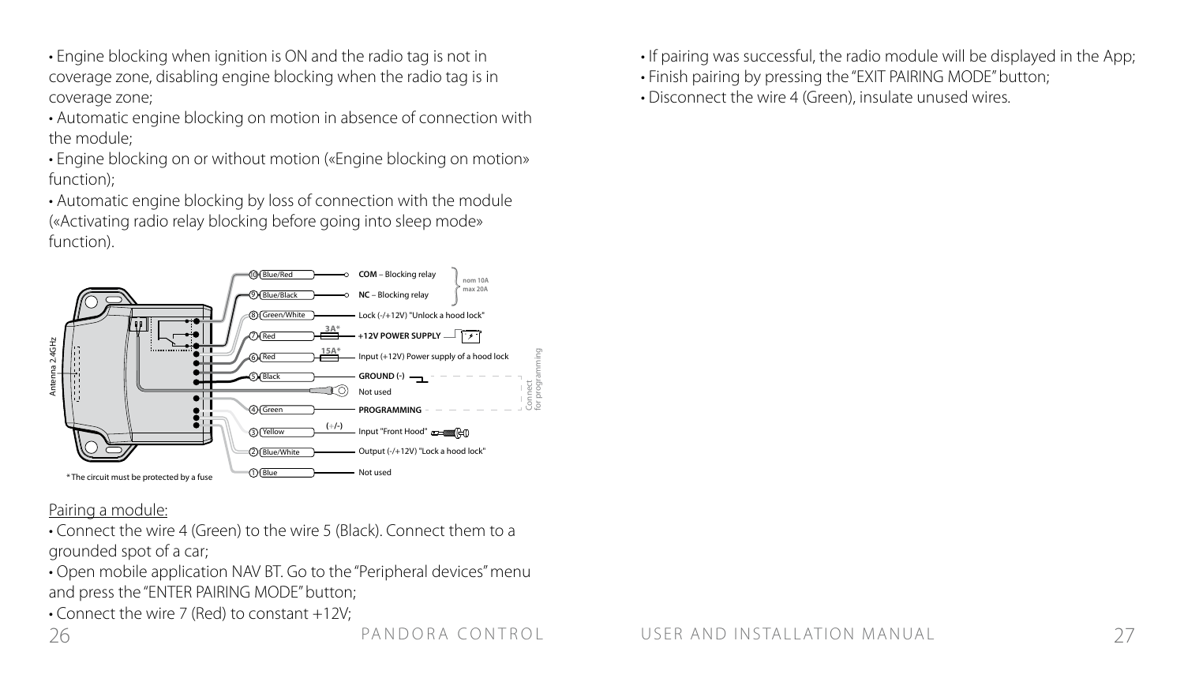• Engine blocking when ignition is ON and the radio tag is not in coverage zone, disabling engine blocking when the radio tag is in coverage zone;

• Automatic engine blocking on motion in absence of connection with the module;

• Engine blocking on or without motion («Engine blocking on motion» function);

• Automatic engine blocking by loss of connection with the module («Activating radio relay blocking before going into sleep mode» function).

Antenna 2.4GHz

| № | Wire | Function |
| --- | --- | --- |
| 10 | Blue/Red | COM – Blocking relay (nom 10A, max 20A) |
| 9 | Blue/Black | NC – Blocking relay (nom 10A, max 20A) |
| 8 | Green/White | Lock (-/+12V) "Unlock a hood lock" |
| 7 | Red | 3A* +12V POWER SUPPLY |
| 6 | Red | 15A* Input (+12V) Power supply of a hood lock |
| 5 | Black | GROUND (-) (Connect for programming) |
| | | Not used |
| 4 | Green | PROGRAMMING (Connect for programming) |
| 3 | Yellow | (+/-) Input "Front Hood" |
| 2 | Blue/White | Output (-/+12V) "Lock a hood lock" |
| 1 | Blue | Not used |

\* The circuit must be protected by a fuse

Pairing a module:

• Connect the wire 4 (Green) to the wire 5 (Black). Connect them to a grounded spot of a car;

• Open mobile application NAV BT. Go to the "Peripheral devices" menu and press the "ENTER PAIRING MODE" button;

• Connect the wire 7 (Red) to constant +12V;

• If pairing was successful, the radio module will be displayed in the App;

• Finish pairing by pressing the "EXIT PAIRING MODE" button;

• Disconnect the wire 4 (Green), insulate unused wires.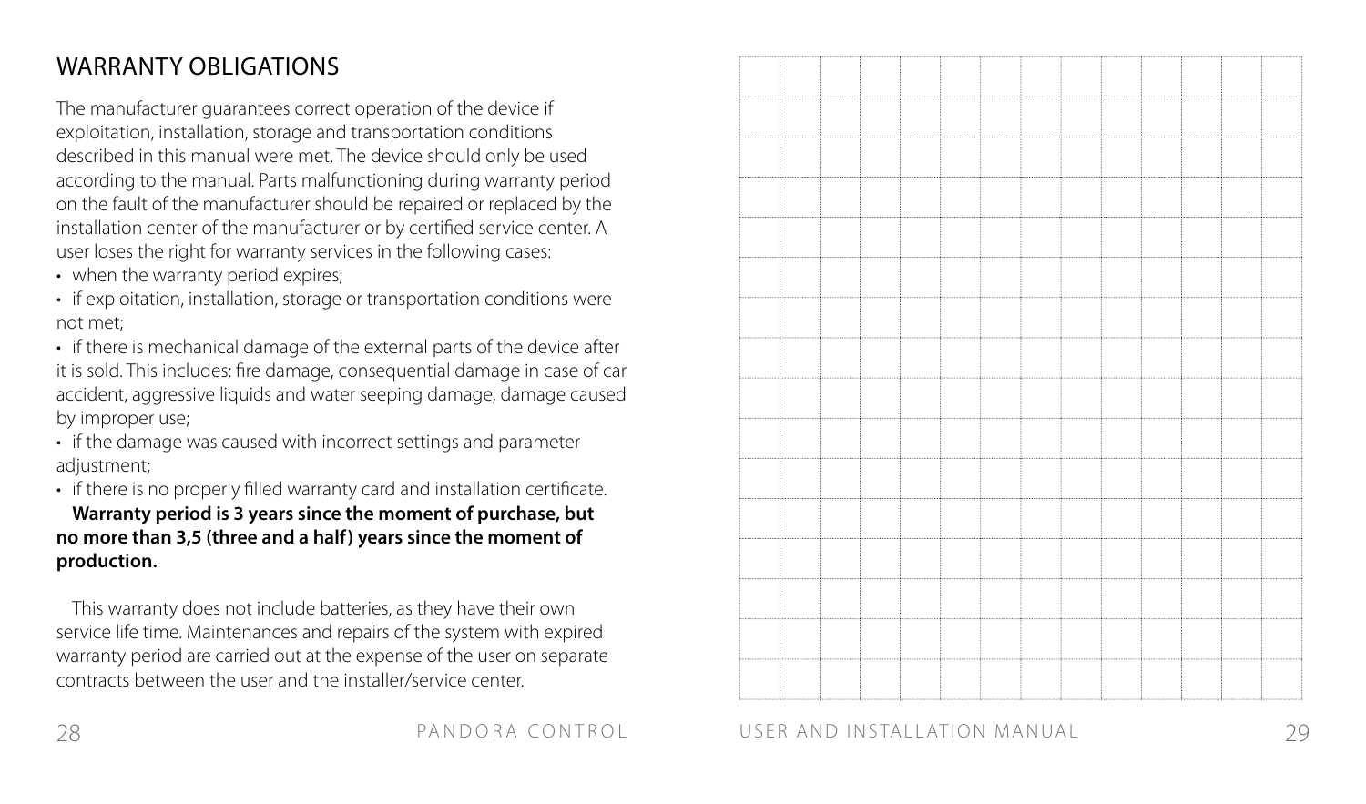# WARRANTY OBLIGATIONS

The manufacturer guarantees correct operation of the device if exploitation, installation, storage and transportation conditions described in this manual were met. The device should only be used according to the manual. Parts malfunctioning during warranty period on the fault of the manufacturer should be repaired or replaced by the installation center of the manufacturer or by certified service center. A user loses the right for warranty services in the following cases:

- when the warranty period expires;
- if exploitation, installation, storage or transportation conditions were not met;
- if there is mechanical damage of the external parts of the device after it is sold. This includes: fire damage, consequential damage in case of car accident, aggressive liquids and water seeping damage, damage caused by improper use;
- if the damage was caused with incorrect settings and parameter adjustment;
- if there is no properly filled warranty card and installation certificate.

**Warranty period is 3 years since the moment of purchase, but no more than 3,5 (three and a half) years since the moment of production.**

This warranty does not include batteries, as they have their own service life time. Maintenances and repairs of the system with expired warranty period are carried out at the expense of the user on separate contracts between the user and the installer/service center.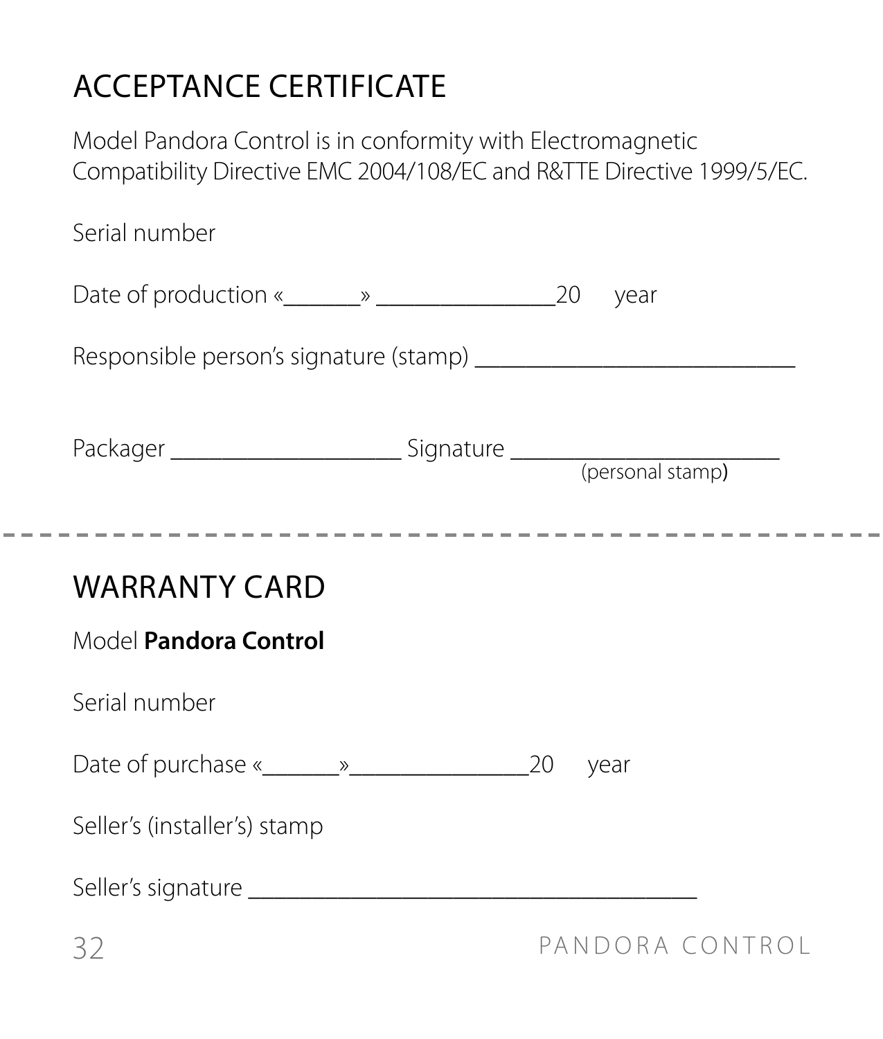# ACCEPTANCE CERTIFICATE

Model Pandora Control is in conformity with Electromagnetic Compatibility Directive EMC 2004/108/EC and R&TTE Directive 1999/5/EC.

Serial number

Date of production «______» _______________20 year

Responsible person's signature (stamp) ___________________________

Packager ____________________ Signature ______________________
(personal stamp)

---

# WARRANTY CARD

Model **Pandora Control**

Serial number

Date of purchase «______»_______________20 year

Seller's (installer's) stamp

Seller's signature ______________________________________